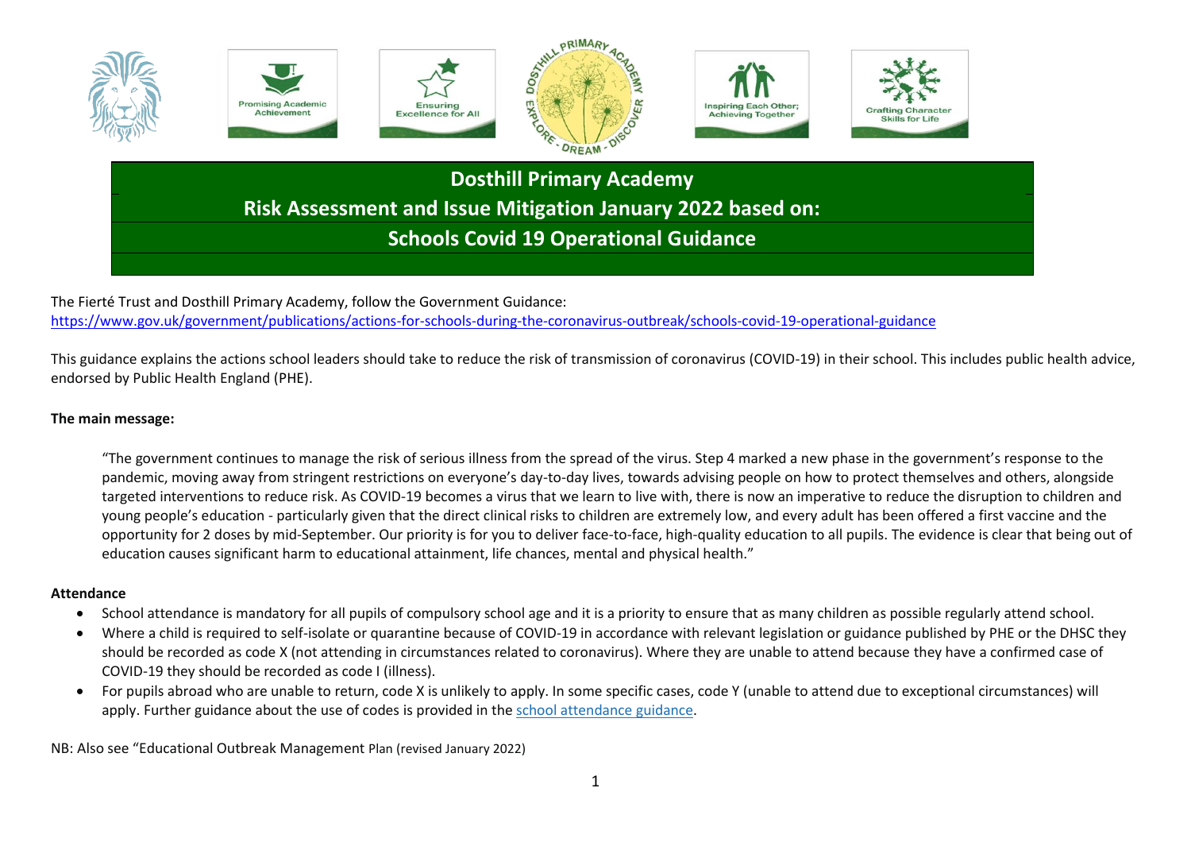# Dosthill Primary Academy

## Risk Assessment and Issue Mitigation January 2022 based on:

## Schools Covid 19 Operational Guidance

The Fierté Trust and Dosthill Primary Academy, follow the Government Guidance:
https://www.gov.uk/government/publications/actions-for-schools-during-the-coronavirus-outbreak/schools-covid-19-operational-guidance

This guidance explains the actions school leaders should take to reduce the risk of transmission of coronavirus (COVID-19) in their school. This includes public health advice, endorsed by Public Health England (PHE).

**The main message:**

> "The government continues to manage the risk of serious illness from the spread of the virus. Step 4 marked a new phase in the government's response to the pandemic, moving away from stringent restrictions on everyone's day-to-day lives, towards advising people on how to protect themselves and others, alongside targeted interventions to reduce risk. As COVID-19 becomes a virus that we learn to live with, there is now an imperative to reduce the disruption to children and young people's education - particularly given that the direct clinical risks to children are extremely low, and every adult has been offered a first vaccine and the opportunity for 2 doses by mid-September. Our priority is for you to deliver face-to-face, high-quality education to all pupils. The evidence is clear that being out of education causes significant harm to educational attainment, life chances, mental and physical health."

**Attendance**

- School attendance is mandatory for all pupils of compulsory school age and it is a priority to ensure that as many children as possible regularly attend school.
- Where a child is required to self-isolate or quarantine because of COVID-19 in accordance with relevant legislation or guidance published by PHE or the DHSC they should be recorded as code X (not attending in circumstances related to coronavirus). Where they are unable to attend because they have a confirmed case of COVID-19 they should be recorded as code I (illness).
- For pupils abroad who are unable to return, code X is unlikely to apply. In some specific cases, code Y (unable to attend due to exceptional circumstances) will apply. Further guidance about the use of codes is provided in the school attendance guidance.

NB: Also see "Educational Outbreak Management Plan (revised January 2022)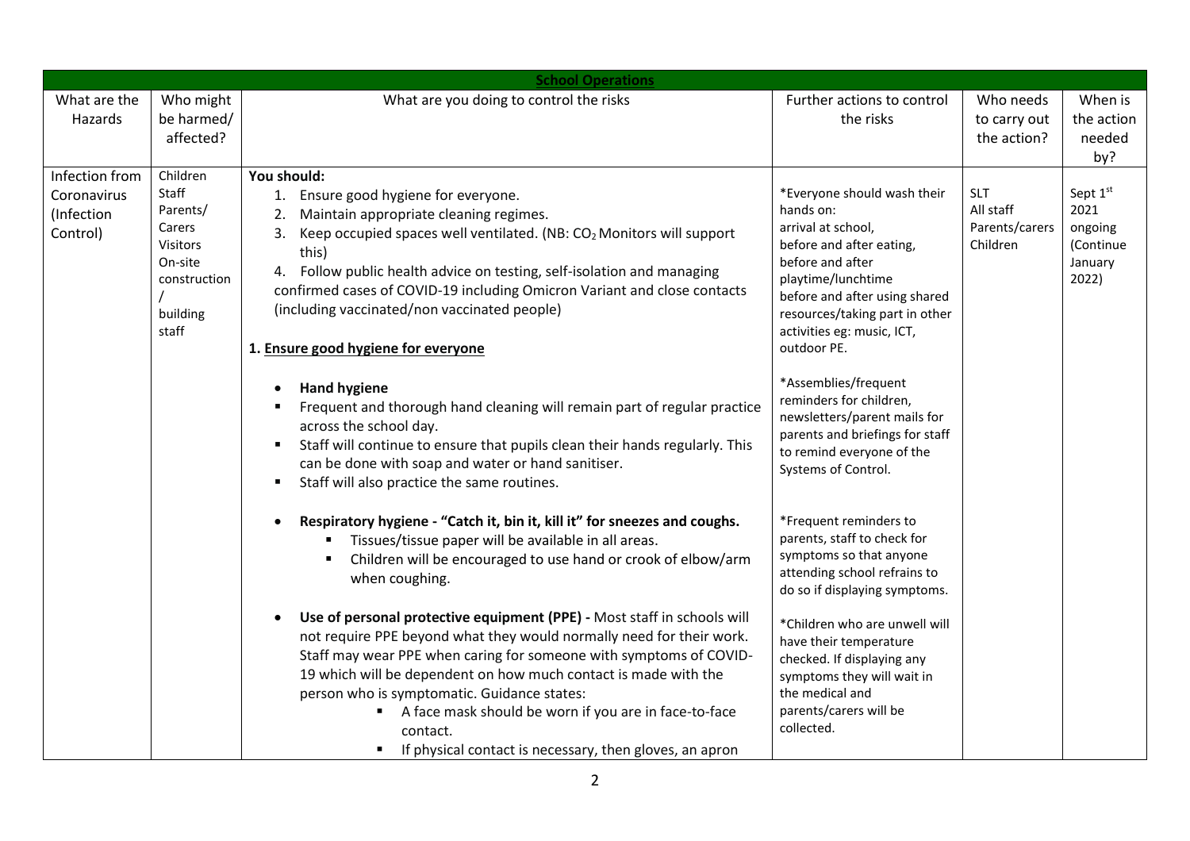| School Operations | | | | | |
|---|---|---|---|---|---|
| What are the Hazards | Who might be harmed/ affected? | What are you doing to control the risks | Further actions to control the risks | Who needs to carry out the action? | When is the action needed by? |
| Infection from Coronavirus (Infection Control) | Children<br>Staff<br>Parents/ Carers<br>Visitors<br>On-site construction / building staff | **You should:**<br>1. Ensure good hygiene for everyone.<br>2. Maintain appropriate cleaning regimes.<br>3. Keep occupied spaces well ventilated. (NB: $CO_2$ Monitors will support this)<br>4. Follow public health advice on testing, self-isolation and managing confirmed cases of COVID-19 including Omicron Variant and close contacts (including vaccinated/non vaccinated people)<br><br>**1. Ensure good hygiene for everyone**<br><br>• **Hand hygiene**<br>▪ Frequent and thorough hand cleaning will remain part of regular practice across the school day.<br>▪ Staff will continue to ensure that pupils clean their hands regularly. This can be done with soap and water or hand sanitiser.<br>▪ Staff will also practice the same routines.<br><br>• **Respiratory hygiene - "Catch it, bin it, kill it" for sneezes and coughs.**<br>▪ Tissues/tissue paper will be available in all areas.<br>▪ Children will be encouraged to use hand or crook of elbow/arm when coughing.<br><br>• **Use of personal protective equipment (PPE) -** Most staff in schools will not require PPE beyond what they would normally need for their work. Staff may wear PPE when caring for someone with symptoms of COVID-19 which will be dependent on how much contact is made with the person who is symptomatic. Guidance states:<br>▪ A face mask should be worn if you are in face-to-face contact.<br>▪ If physical contact is necessary, then gloves, an apron | *Everyone should wash their hands on:<br>arrival at school,<br>before and after eating,<br>before and after playtime/lunchtime<br>before and after using shared resources/taking part in other activities eg: music, ICT, outdoor PE.<br><br>*Assemblies/frequent reminders for children, newsletters/parent mails for parents and briefings for staff to remind everyone of the Systems of Control.<br><br>*Frequent reminders to parents, staff to check for symptoms so that anyone attending school refrains to do so if displaying symptoms.<br><br>*Children who are unwell will have their temperature checked. If displaying any symptoms they will wait in the medical and parents/carers will be collected. | SLT<br>All staff<br>Parents/carers<br>Children | Sept 1st 2021 ongoing (Continue January 2022) |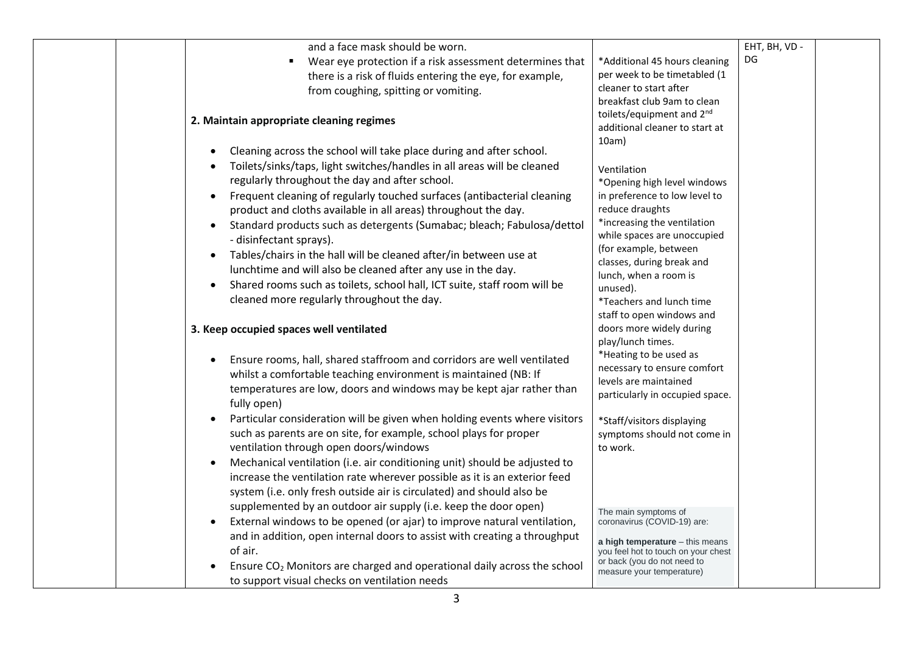| | | | | | |
|---|---|---|---|---|---|
| | | and a face mask should be worn.<br>▪ Wear eye protection if a risk assessment determines that there is a risk of fluids entering the eye, for example, from coughing, spitting or vomiting.<br><br>**2. Maintain appropriate cleaning regimes**<br><br>• Cleaning across the school will take place during and after school.<br>• Toilets/sinks/taps, light switches/handles in all areas will be cleaned regularly throughout the day and after school.<br>• Frequent cleaning of regularly touched surfaces (antibacterial cleaning product and cloths available in all areas) throughout the day.<br>• Standard products such as detergents (Sumabac; bleach; Fabulosa/dettol - disinfectant sprays).<br>• Tables/chairs in the hall will be cleaned after/in between use at lunchtime and will also be cleaned after any use in the day.<br>• Shared rooms such as toilets, school hall, ICT suite, staff room will be cleaned more regularly throughout the day.<br><br>**3. Keep occupied spaces well ventilated**<br><br>• Ensure rooms, hall, shared staffroom and corridors are well ventilated whilst a comfortable teaching environment is maintained (NB: If temperatures are low, doors and windows may be kept ajar rather than fully open)<br>• Particular consideration will be given when holding events where visitors such as parents are on site, for example, school plays for proper ventilation through open doors/windows<br>• Mechanical ventilation (i.e. air conditioning unit) should be adjusted to increase the ventilation rate wherever possible as it is an exterior feed system (i.e. only fresh outside air is circulated) and should also be supplemented by an outdoor air supply (i.e. keep the door open)<br>• External windows to be opened (or ajar) to improve natural ventilation, and in addition, open internal doors to assist with creating a throughput of air.<br>• Ensure $CO_2$ Monitors are charged and operational daily across the school to support visual checks on ventilation needs | *Additional 45 hours cleaning per week to be timetabled (1 cleaner to start after breakfast club 9am to clean toilets/equipment and 2nd additional cleaner to start at 10am)<br><br>Ventilation<br>*Opening high level windows in preference to low level to reduce draughts<br>*increasing the ventilation while spaces are unoccupied (for example, between classes, during break and lunch, when a room is unused).<br>*Teachers and lunch time staff to open windows and doors more widely during play/lunch times.<br>*Heating to be used as necessary to ensure comfort levels are maintained particularly in occupied space.<br><br>*Staff/visitors displaying symptoms should not come in to work.<br><br>The main symptoms of coronavirus (COVID-19) are:<br><br>**a high temperature** – this means you feel hot to touch on your chest or back (you do not need to measure your temperature) | EHT, BH, VD - DG | |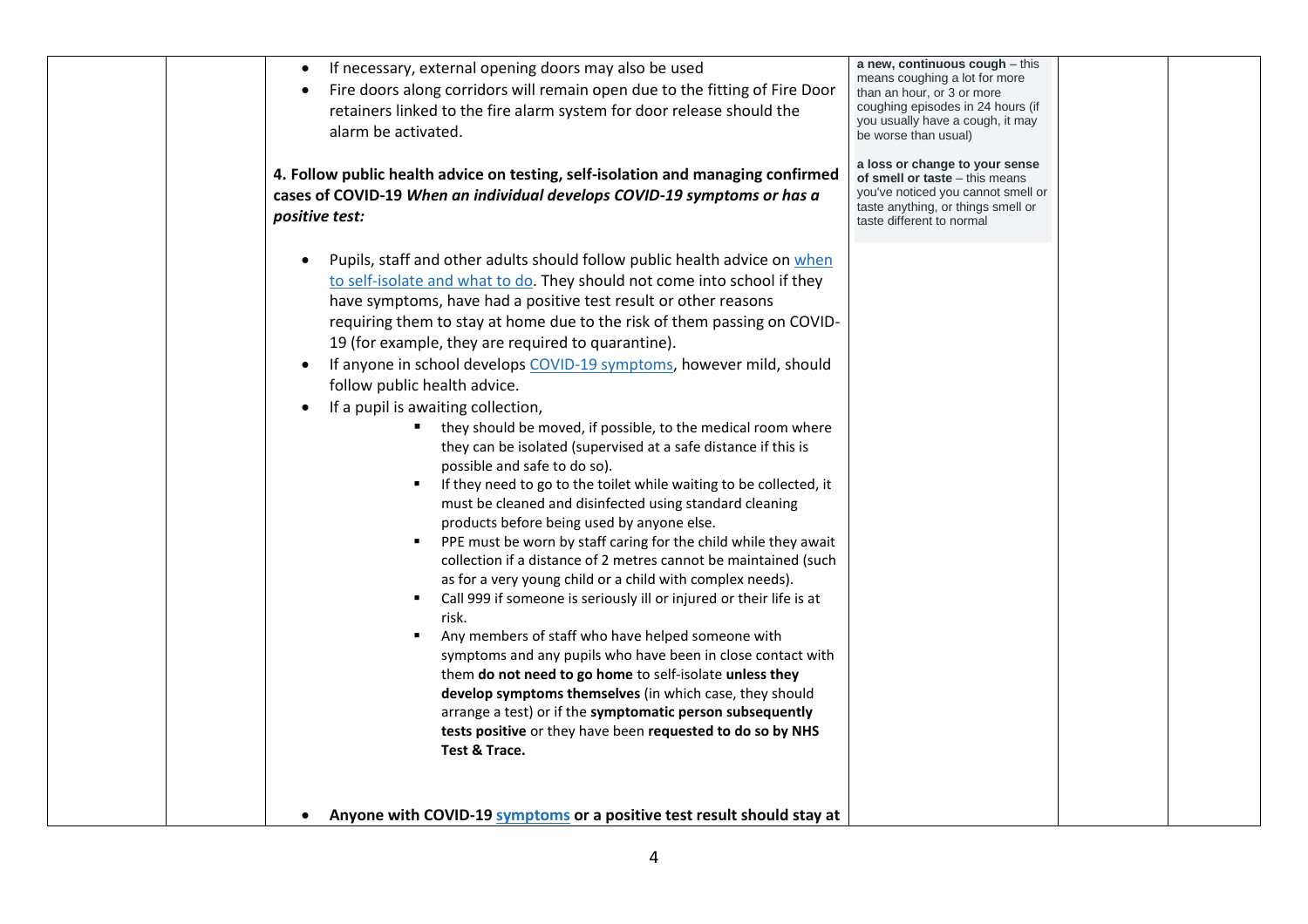| | | | | | |
|---|---|---|---|---|---|
| | | • If necessary, external opening doors may also be used<br>• Fire doors along corridors will remain open due to the fitting of Fire Door retainers linked to the fire alarm system for door release should the alarm be activated.<br><br>**4. Follow public health advice on testing, self-isolation and managing confirmed cases of COVID-19** ***When an individual develops COVID-19 symptoms or has a positive test:***<br><br>• Pupils, staff and other adults should follow public health advice on [when to self-isolate and what to do](). They should not come into school if they have symptoms, have had a positive test result or other reasons requiring them to stay at home due to the risk of them passing on COVID-19 (for example, they are required to quarantine).<br>• If anyone in school develops [COVID-19 symptoms](), however mild, should follow public health advice.<br>• If a pupil is awaiting collection,<br>  ▪ they should be moved, if possible, to the medical room where they can be isolated (supervised at a safe distance if this is possible and safe to do so).<br>  ▪ If they need to go to the toilet while waiting to be collected, it must be cleaned and disinfected using standard cleaning products before being used by anyone else.<br>  ▪ PPE must be worn by staff caring for the child while they await collection if a distance of 2 metres cannot be maintained (such as for a very young child or a child with complex needs).<br>  ▪ Call 999 if someone is seriously ill or injured or their life is at risk.<br>  ▪ Any members of staff who have helped someone with symptoms and any pupils who have been in close contact with them **do not need to go home** to self-isolate **unless they develop symptoms themselves** (in which case, they should arrange a test) or if the **symptomatic person subsequently tests positive** or they have been **requested to do so by NHS Test & Trace.**<br><br>• **Anyone with COVID-19 [symptoms]() or a positive test result should stay at** | **a new, continuous cough** – this means coughing a lot for more than an hour, or 3 or more coughing episodes in 24 hours (if you usually have a cough, it may be worse than usual)<br><br>**a loss or change to your sense of smell or taste** – this means you've noticed you cannot smell or taste anything, or things smell or taste different to normal | | |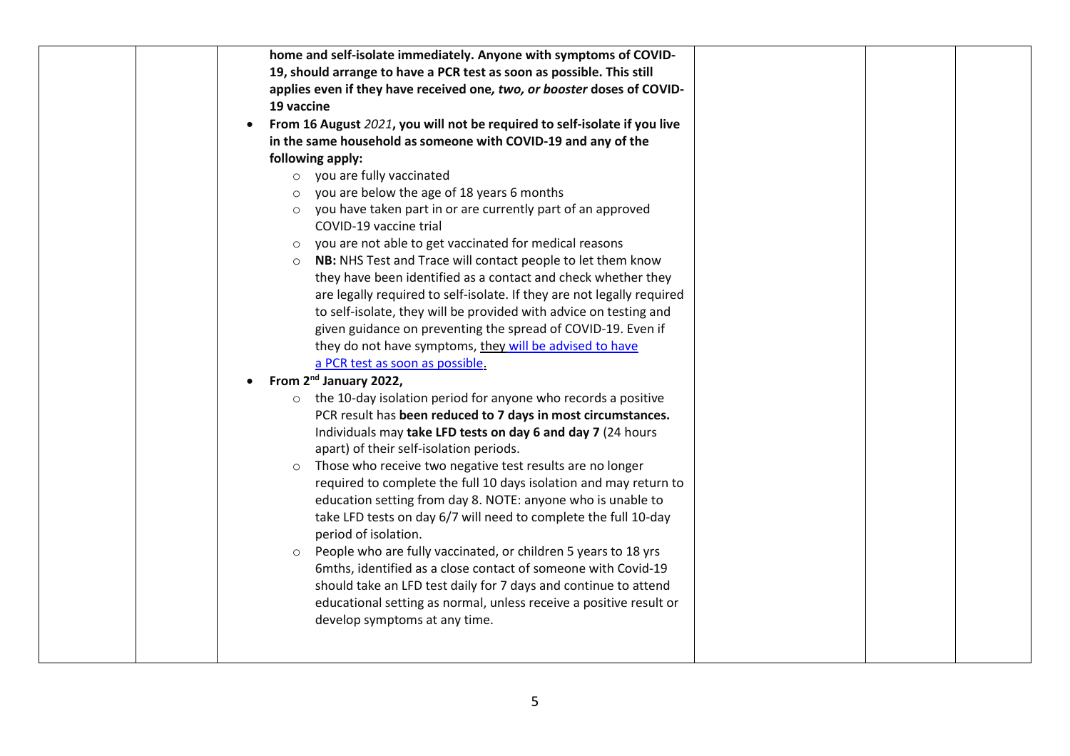| | | home and self-isolate immediately. Anyone with symptoms of COVID-19, should arrange to have a PCR test as soon as possible. This still applies even if they have received one*, two, or booster* doses of COVID-19 vaccine<br>• **From 16 August *2021*, you will not be required to self-isolate if you live in the same household as someone with COVID-19 and any of the following apply:**<br>&nbsp;&nbsp;&nbsp;&nbsp;○ you are fully vaccinated<br>&nbsp;&nbsp;&nbsp;&nbsp;○ you are below the age of 18 years 6 months<br>&nbsp;&nbsp;&nbsp;&nbsp;○ you have taken part in or are currently part of an approved COVID-19 vaccine trial<br>&nbsp;&nbsp;&nbsp;&nbsp;○ you are not able to get vaccinated for medical reasons<br>&nbsp;&nbsp;&nbsp;&nbsp;○ **NB:** NHS Test and Trace will contact people to let them know they have been identified as a contact and check whether they are legally required to self-isolate. If they are not legally required to self-isolate, they will be provided with advice on testing and given guidance on preventing the spread of COVID-19. Even if they do not have symptoms, they will be advised to have a PCR test as soon as possible.<br>• **From 2nd January 2022,**<br>&nbsp;&nbsp;&nbsp;&nbsp;○ the 10-day isolation period for anyone who records a positive PCR result has **been reduced to 7 days in most circumstances.** Individuals may **take LFD tests on day 6 and day 7** (24 hours apart) of their self-isolation periods.<br>&nbsp;&nbsp;&nbsp;&nbsp;○ Those who receive two negative test results are no longer required to complete the full 10 days isolation and may return to education setting from day 8. NOTE: anyone who is unable to take LFD tests on day 6/7 will need to complete the full 10-day period of isolation.<br>&nbsp;&nbsp;&nbsp;&nbsp;○ People who are fully vaccinated, or children 5 years to 18 yrs 6mths, identified as a close contact of someone with Covid-19 should take an LFD test daily for 7 days and continue to attend educational setting as normal, unless receive a positive result or develop symptoms at any time. | | | |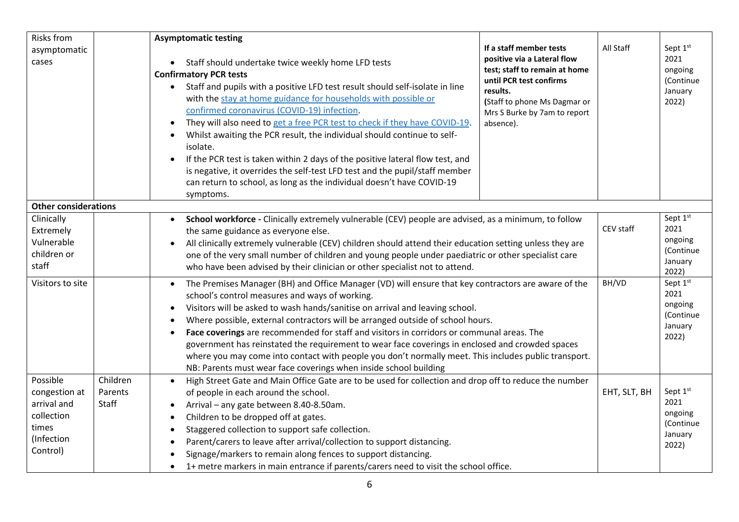| Risks from asymptomatic cases | | **Asymptomatic testing**<br>• Staff should undertake twice weekly home LFD tests<br>**Confirmatory PCR tests**<br>• Staff and pupils with a positive LFD test result should self-isolate in line with the stay at home guidance for households with possible or confirmed coronavirus (COVID-19) infection.<br>• They will also need to get a free PCR test to check if they have COVID-19.<br>• Whilst awaiting the PCR result, the individual should continue to self-isolate.<br>• If the PCR test is taken within 2 days of the positive lateral flow test, and is negative, it overrides the self-test LFD test and the pupil/staff member can return to school, as long as the individual doesn't have COVID-19 symptoms. | **If a staff member tests positive via a Lateral flow test; staff to remain at home until PCR test confirms results.**<br>**(**Staff to phone Ms Dagmar or Mrs S Burke by 7am to report absence). | All Staff | Sept 1st 2021 ongoing (Continue January 2022) |
|---|---|---|---|---|---|
| **Other considerations** | | | | | |
| Clinically Extremely Vulnerable children or staff | | • **School workforce -** Clinically extremely vulnerable (CEV) people are advised, as a minimum, to follow the same guidance as everyone else.<br>• All clinically extremely vulnerable (CEV) children should attend their education setting unless they are one of the very small number of children and young people under paediatric or other specialist care who have been advised by their clinician or other specialist not to attend. | | CEV staff | Sept 1st 2021 ongoing (Continue January 2022) |
| Visitors to site | | • The Premises Manager (BH) and Office Manager (VD) will ensure that key contractors are aware of the school's control measures and ways of working.<br>• Visitors will be asked to wash hands/sanitise on arrival and leaving school.<br>• Where possible, external contractors will be arranged outside of school hours.<br>• **Face coverings** are recommended for staff and visitors in corridors or communal areas. The government has reinstated the requirement to wear face coverings in enclosed and crowded spaces where you may come into contact with people you don't normally meet. This includes public transport.<br>NB: Parents must wear face coverings when inside school building | | BH/VD | Sept 1st 2021 ongoing (Continue January 2022) |
| Possible congestion at arrival and collection times (Infection Control) | Children Parents Staff | • High Street Gate and Main Office Gate are to be used for collection and drop off to reduce the number of people in each around the school.<br>• Arrival – any gate between 8.40-8.50am.<br>• Children to be dropped off at gates.<br>• Staggered collection to support safe collection.<br>• Parent/carers to leave after arrival/collection to support distancing.<br>• Signage/markers to remain along fences to support distancing.<br>• 1+ metre markers in main entrance if parents/carers need to visit the school office. | | EHT, SLT, BH | Sept 1st 2021 ongoing (Continue January 2022) |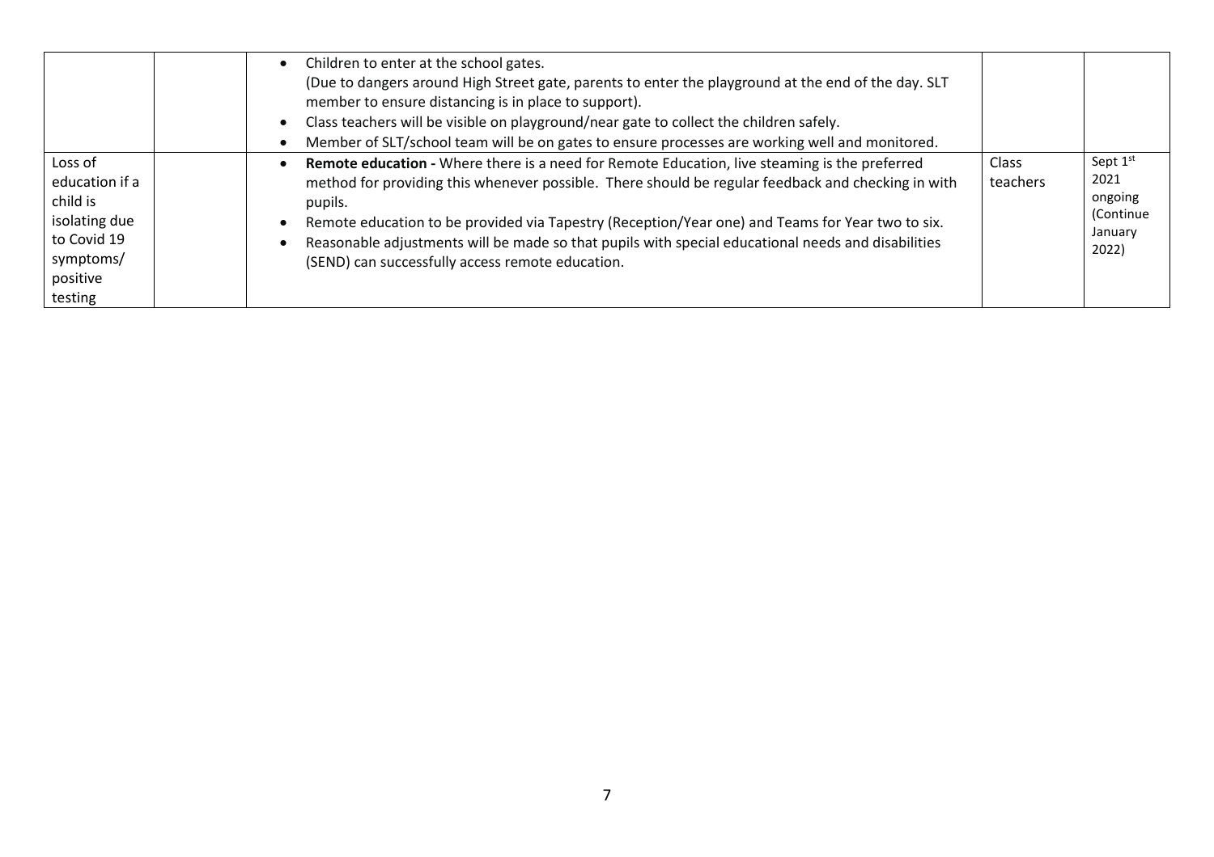| | | | | |
|---|---|---|---|---|
| | | • Children to enter at the school gates.<br>(Due to dangers around High Street gate, parents to enter the playground at the end of the day. SLT member to ensure distancing is in place to support).<br>• Class teachers will be visible on playground/near gate to collect the children safely.<br>• Member of SLT/school team will be on gates to ensure processes are working well and monitored. | | |
| Loss of education if a child is isolating due to Covid 19 symptoms/ positive testing | | • **Remote education -** Where there is a need for Remote Education, live steaming is the preferred method for providing this whenever possible. There should be regular feedback and checking in with pupils.<br>• Remote education to be provided via Tapestry (Reception/Year one) and Teams for Year two to six.<br>• Reasonable adjustments will be made so that pupils with special educational needs and disabilities (SEND) can successfully access remote education. | Class teachers | Sept 1st 2021 ongoing (Continue January 2022) |